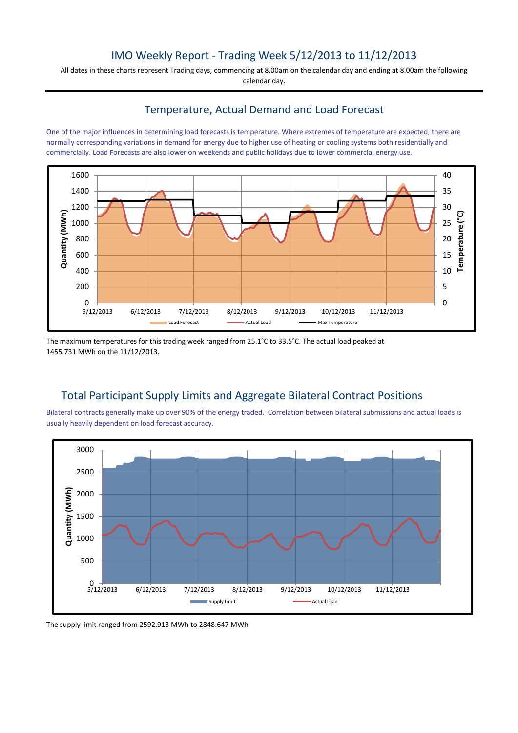# IMO Weekly Report - Trading Week 5/12/2013 to 11/12/2013

All dates in these charts represent Trading days, commencing at 8.00am on the calendar day and ending at 8.00am the following calendar day.

## Temperature, Actual Demand and Load Forecast

One of the major influences in determining load forecasts is temperature. Where extremes of temperature are expected, there are normally corresponding variations in demand for energy due to higher use of heating or cooling systems both residentially and commercially. Load Forecasts are also lower on weekends and public holidays due to lower commercial energy use.

The maximum temperatures for this trading week ranged from 25.1°C to 33.5°C. The actual load peaked at 1455.731 MWh on the 11/12/2013.

## Total Participant Supply Limits and Aggregate Bilateral Contract Positions

Bilateral contracts generally make up over 90% of the energy traded. Correlation between bilateral submissions and actual loads is usually heavily dependent on load forecast accuracy.

The supply limit ranged from 2592.913 MWh to 2848.647 MWh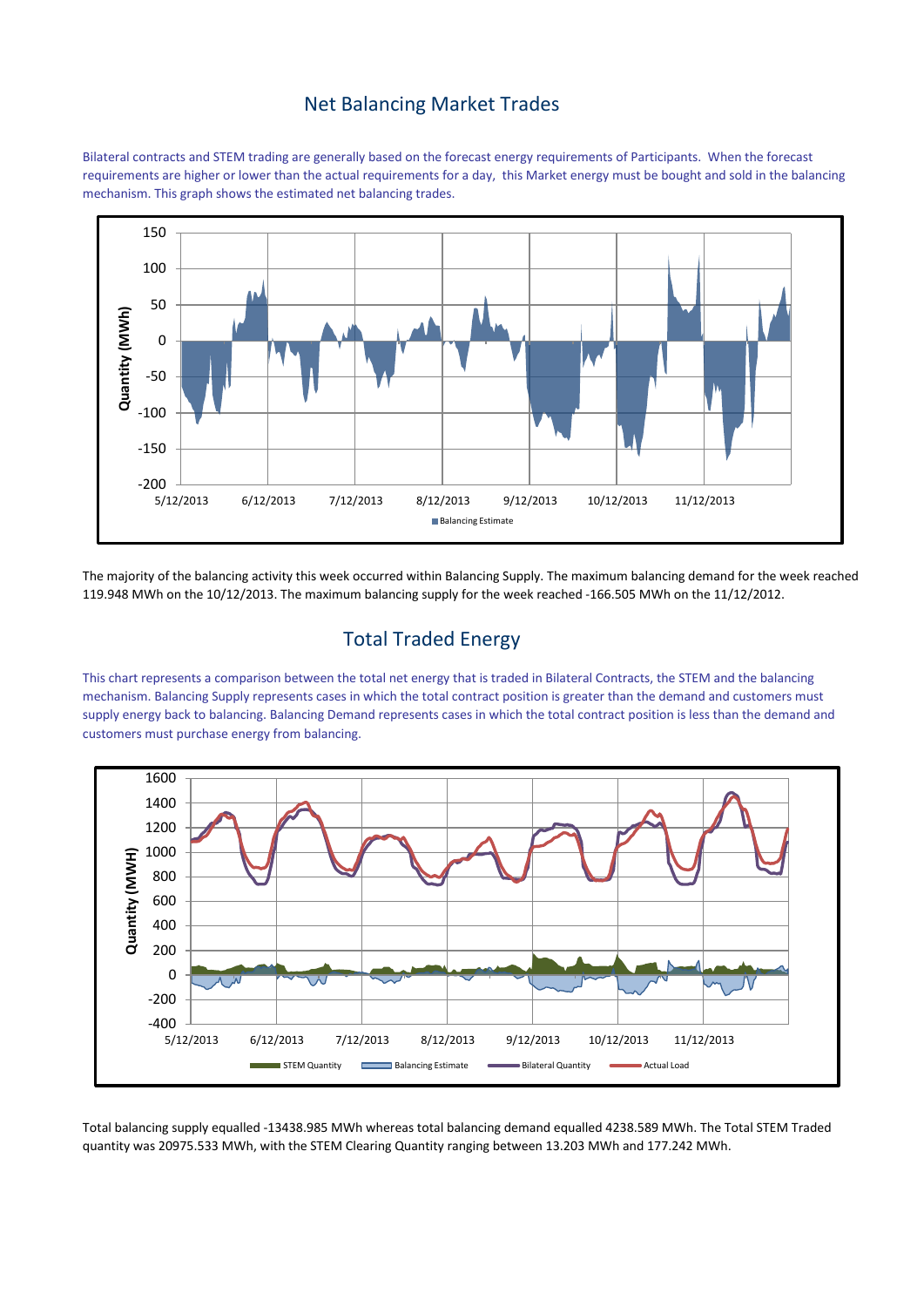## Net Balancing Market Trades

Bilateral contracts and STEM trading are generally based on the forecast energy requirements of Participants. When the forecast requirements are higher or lower than the actual requirements for a day, this Market energy must be bought and sold in the balancing mechanism. This graph shows the estimated net balancing trades.

The majority of the balancing activity this week occurred within Balancing Supply. The maximum balancing demand for the week reached 119.948 MWh on the 10/12/2013. The maximum balancing supply for the week reached -166.505 MWh on the 11/12/2012.

## Total Traded Energy

This chart represents a comparison between the total net energy that is traded in Bilateral Contracts, the STEM and the balancing mechanism. Balancing Supply represents cases in which the total contract position is greater than the demand and customers must supply energy back to balancing. Balancing Demand represents cases in which the total contract position is less than the demand and customers must purchase energy from balancing.

Total balancing supply equalled -13438.985 MWh whereas total balancing demand equalled 4238.589 MWh. The Total STEM Traded quantity was 20975.533 MWh, with the STEM Clearing Quantity ranging between 13.203 MWh and 177.242 MWh.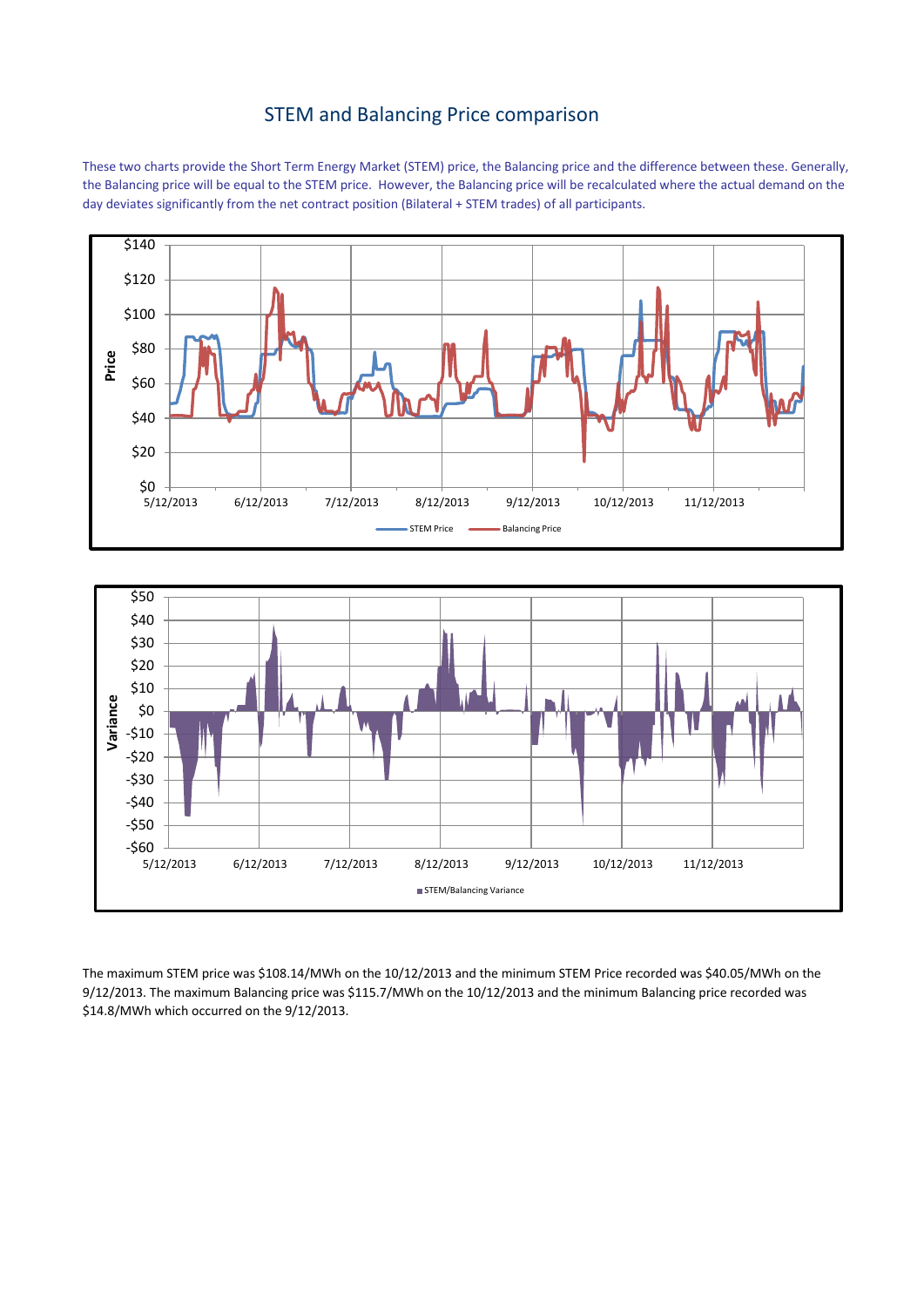# STEM and Balancing Price comparison

These two charts provide the Short Term Energy Market (STEM) price, the Balancing price and the difference between these. Generally, the Balancing price will be equal to the STEM price. However, the Balancing price will be recalculated where the actual demand on the day deviates significantly from the net contract position (Bilateral + STEM trades) of all participants.

Price

$140
$120
$100
$80
$60
$40
$20
$0

5/12/2013 6/12/2013 7/12/2013 8/12/2013 9/12/2013 10/12/2013 11/12/2013

STEM Price Balancing Price

Variance

$50
$40
$30
$20
$10
$0
-$10
-$20
-$30
-$40
-$50
-$60

5/12/2013 6/12/2013 7/12/2013 8/12/2013 9/12/2013 10/12/2013 11/12/2013

STEM/Balancing Variance

The maximum STEM price was $108.14/MWh on the 10/12/2013 and the minimum STEM Price recorded was $40.05/MWh on the 9/12/2013. The maximum Balancing price was $115.7/MWh on the 10/12/2013 and the minimum Balancing price recorded was $14.8/MWh which occurred on the 9/12/2013.